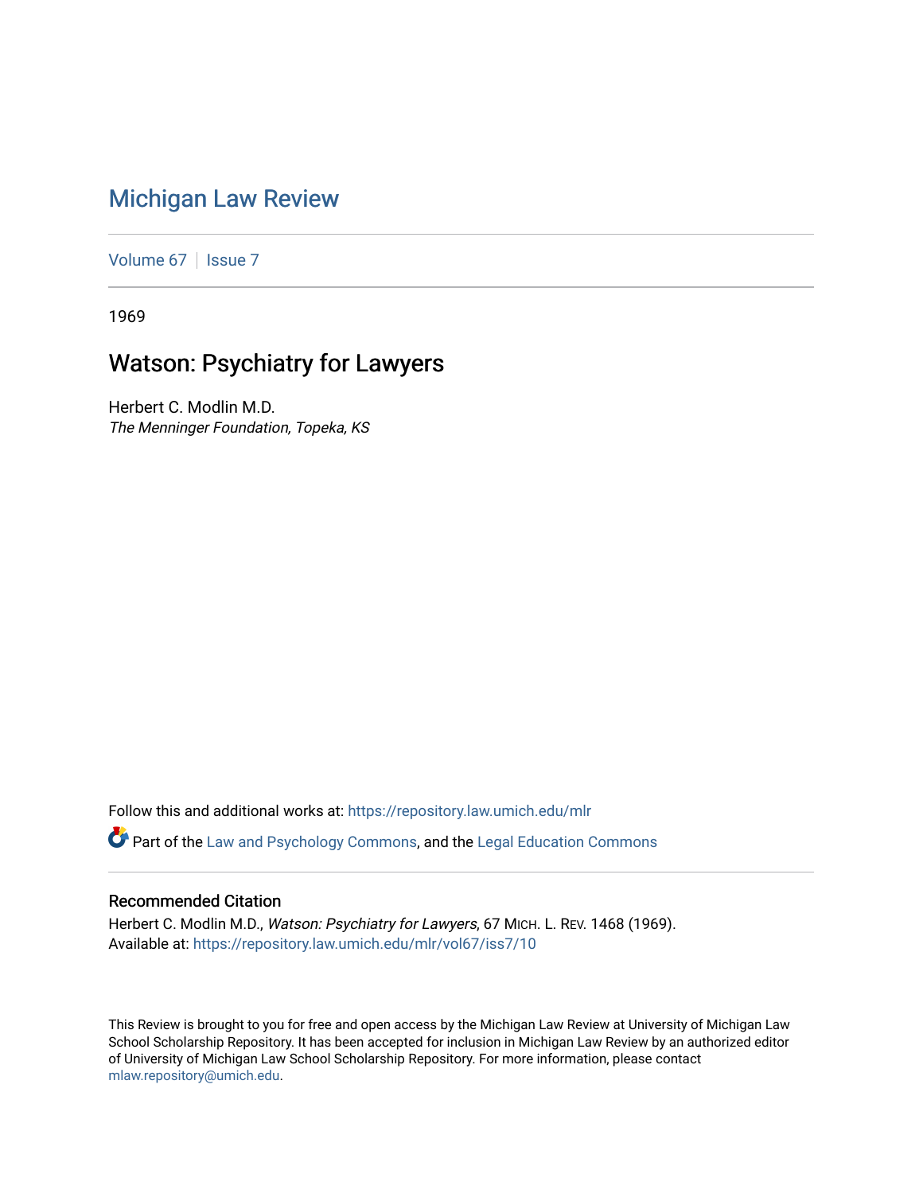# Michigan Law Review

Volume 67 | Issue 7

1969

## Watson: Psychiatry for Lawyers

Herbert C. Modlin M.D.
*The Menninger Foundation, Topeka, KS*

Follow this and additional works at: https://repository.law.umich.edu/mlr

Part of the Law and Psychology Commons, and the Legal Education Commons

### Recommended Citation

Herbert C. Modlin M.D., *Watson: Psychiatry for Lawyers*, 67 MICH. L. REV. 1468 (1969).
Available at: https://repository.law.umich.edu/mlr/vol67/iss7/10

This Review is brought to you for free and open access by the Michigan Law Review at University of Michigan Law School Scholarship Repository. It has been accepted for inclusion in Michigan Law Review by an authorized editor of University of Michigan Law School Scholarship Repository. For more information, please contact mlaw.repository@umich.edu.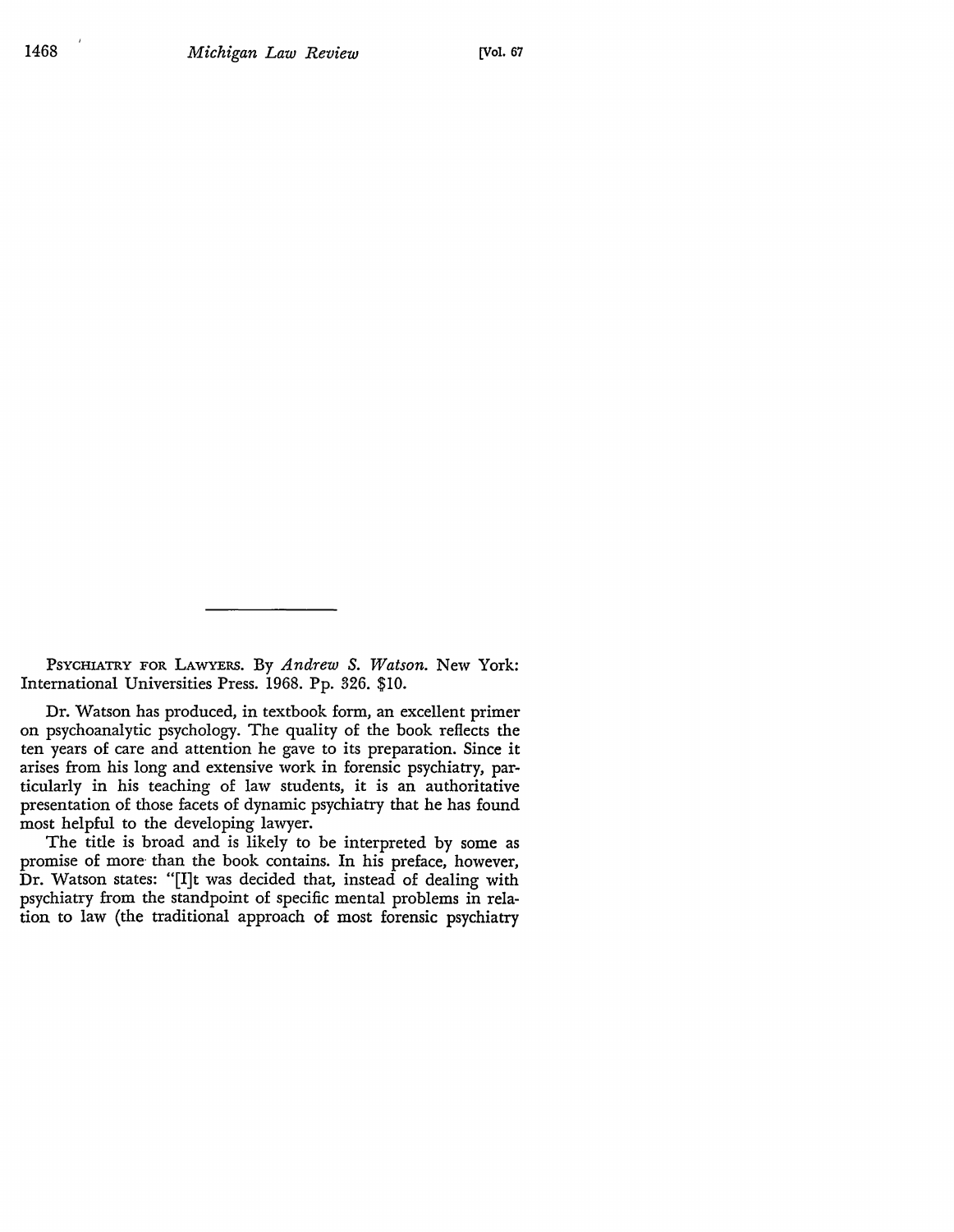PSYCHIATRY FOR LAWYERS. By *Andrew S. Watson*. New York: International Universities Press. 1968. Pp. 326. $10.

Dr. Watson has produced, in textbook form, an excellent primer on psychoanalytic psychology. The quality of the book reflects the ten years of care and attention he gave to its preparation. Since it arises from his long and extensive work in forensic psychiatry, particularly in his teaching of law students, it is an authoritative presentation of those facets of dynamic psychiatry that he has found most helpful to the developing lawyer.

The title is broad and is likely to be interpreted by some as promise of more than the book contains. In his preface, however, Dr. Watson states: "[I]t was decided that, instead of dealing with psychiatry from the standpoint of specific mental problems in relation to law (the traditional approach of most forensic psychiatry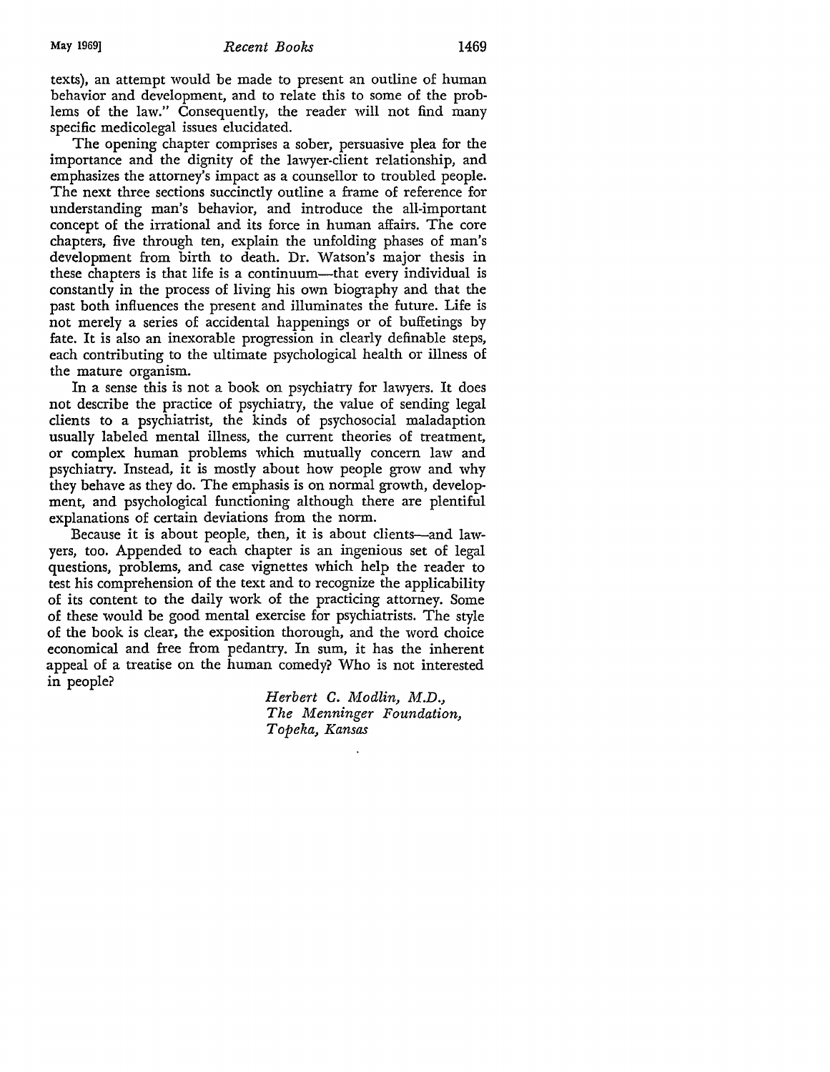texts), an attempt would be made to present an outline of human behavior and development, and to relate this to some of the problems of the law." Consequently, the reader will not find many specific medicolegal issues elucidated.

The opening chapter comprises a sober, persuasive plea for the importance and the dignity of the lawyer-client relationship, and emphasizes the attorney's impact as a counsellor to troubled people. The next three sections succinctly outline a frame of reference for understanding man's behavior, and introduce the all-important concept of the irrational and its force in human affairs. The core chapters, five through ten, explain the unfolding phases of man's development from birth to death. Dr. Watson's major thesis in these chapters is that life is a continuum—that every individual is constantly in the process of living his own biography and that the past both influences the present and illuminates the future. Life is not merely a series of accidental happenings or of buffetings by fate. It is also an inexorable progression in clearly definable steps, each contributing to the ultimate psychological health or illness of the mature organism.

In a sense this is not a book on psychiatry for lawyers. It does not describe the practice of psychiatry, the value of sending legal clients to a psychiatrist, the kinds of psychosocial maladaption usually labeled mental illness, the current theories of treatment, or complex human problems which mutually concern law and psychiatry. Instead, it is mostly about how people grow and why they behave as they do. The emphasis is on normal growth, development, and psychological functioning although there are plentiful explanations of certain deviations from the norm.

Because it is about people, then, it is about clients—and lawyers, too. Appended to each chapter is an ingenious set of legal questions, problems, and case vignettes which help the reader to test his comprehension of the text and to recognize the applicability of its content to the daily work of the practicing attorney. Some of these would be good mental exercise for psychiatrists. The style of the book is clear, the exposition thorough, and the word choice economical and free from pedantry. In sum, it has the inherent appeal of a treatise on the human comedy? Who is not interested in people?

*Herbert C. Modlin, M.D.,*
*The Menninger Foundation,*
*Topeka, Kansas*